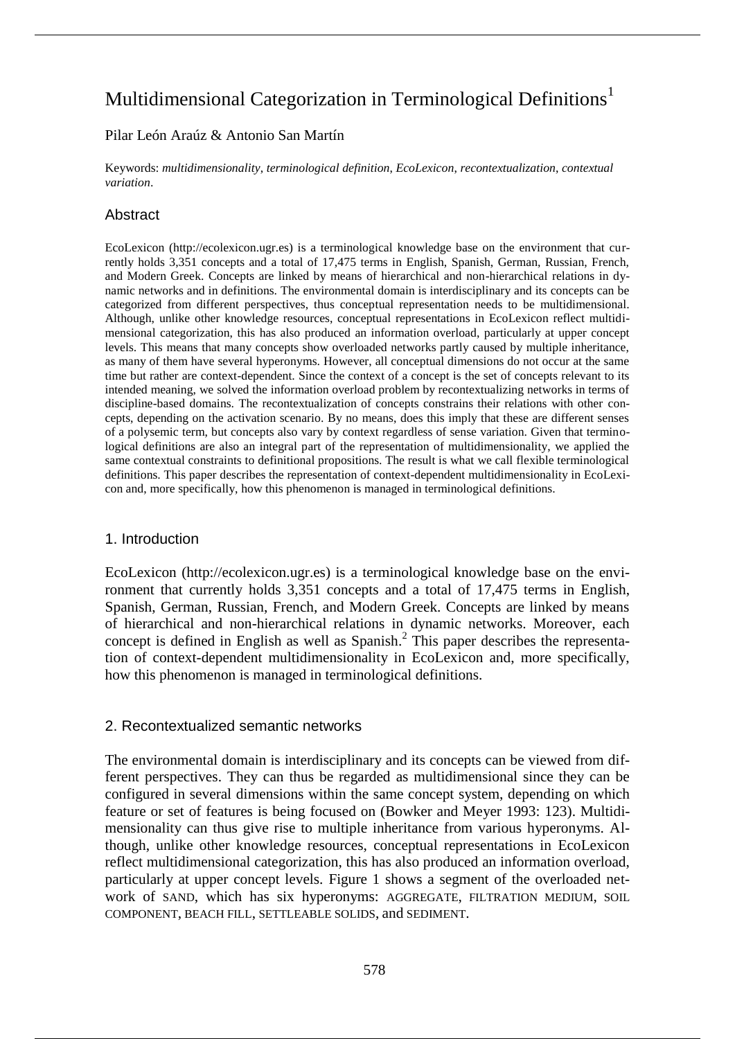# Multidimensional Categorization in Terminological Definitions[1]

Pilar León Araúz & Antonio San Martín

Keywords: *multidimensionality, terminological definition, EcoLexicon, recontextualization, contextual variation*.

## Abstract

EcoLexicon (http://ecolexicon.ugr.es) is a terminological knowledge base on the environment that currently holds 3,351 concepts and a total of 17,475 terms in English, Spanish, German, Russian, French, and Modern Greek. Concepts are linked by means of hierarchical and non-hierarchical relations in dynamic networks and in definitions. The environmental domain is interdisciplinary and its concepts can be categorized from different perspectives, thus conceptual representation needs to be multidimensional. Although, unlike other knowledge resources, conceptual representations in EcoLexicon reflect multidimensional categorization, this has also produced an information overload, particularly at upper concept levels. This means that many concepts show overloaded networks partly caused by multiple inheritance, as many of them have several hyperonyms. However, all conceptual dimensions do not occur at the same time but rather are context-dependent. Since the context of a concept is the set of concepts relevant to its intended meaning, we solved the information overload problem by recontextualizing networks in terms of discipline-based domains. The recontextualization of concepts constrains their relations with other concepts, depending on the activation scenario. By no means, does this imply that these are different senses of a polysemic term, but concepts also vary by context regardless of sense variation. Given that terminological definitions are also an integral part of the representation of multidimensionality, we applied the same contextual constraints to definitional propositions. The result is what we call flexible terminological definitions. This paper describes the representation of context-dependent multidimensionality in EcoLexicon and, more specifically, how this phenomenon is managed in terminological definitions.

## 1. Introduction

EcoLexicon (http://ecolexicon.ugr.es) is a terminological knowledge base on the environment that currently holds 3,351 concepts and a total of 17,475 terms in English, Spanish, German, Russian, French, and Modern Greek. Concepts are linked by means of hierarchical and non-hierarchical relations in dynamic networks. Moreover, each concept is defined in English as well as Spanish.[2] This paper describes the representation of context-dependent multidimensionality in EcoLexicon and, more specifically, how this phenomenon is managed in terminological definitions.

## 2. Recontextualized semantic networks

The environmental domain is interdisciplinary and its concepts can be viewed from different perspectives. They can thus be regarded as multidimensional since they can be configured in several dimensions within the same concept system, depending on which feature or set of features is being focused on (Bowker and Meyer 1993: 123). Multidimensionality can thus give rise to multiple inheritance from various hyperonyms. Although, unlike other knowledge resources, conceptual representations in EcoLexicon reflect multidimensional categorization, this has also produced an information overload, particularly at upper concept levels. Figure 1 shows a segment of the overloaded network of SAND, which has six hyperonyms: AGGREGATE, FILTRATION MEDIUM, SOIL COMPONENT, BEACH FILL, SETTLEABLE SOLIDS, and SEDIMENT.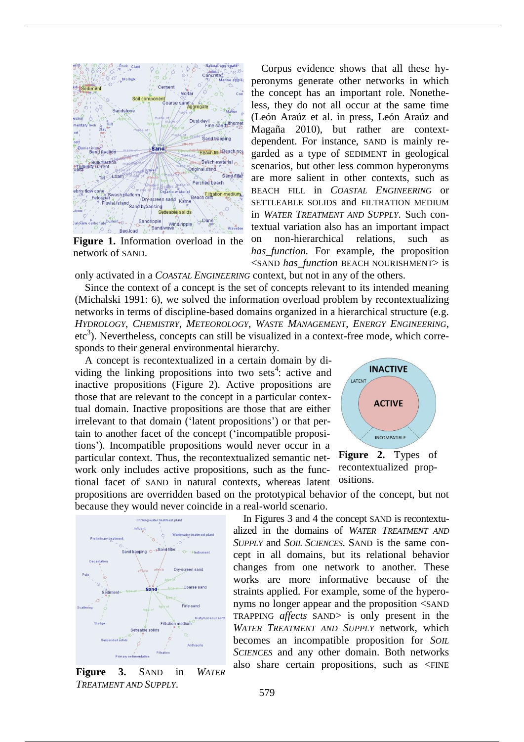Figure 1. Information overload in the network of SAND.

Corpus evidence shows that all these hyperonyms generate other networks in which the concept has an important role. Nonetheless, they do not all occur at the same time (León Araúz et al. in press, León Araúz and Magaña 2010), but rather are context-dependent. For instance, SAND is mainly regarded as a type of SEDIMENT in geological scenarios, but other less common hyperonyms are more salient in other contexts, such as BEACH FILL in *COASTAL ENGINEERING* or SETTLEABLE SOLIDS and FILTRATION MEDIUM in *WATER TREATMENT AND SUPPLY*. Such contextual variation also has an important impact on non-hierarchical relations, such as *has_function.* For example, the proposition <SAND *has_function* BEACH NOURISHMENT> is only activated in a *COASTAL ENGINEERING* context, but not in any of the others.

Since the context of a concept is the set of concepts relevant to its intended meaning (Michalski 1991: 6), we solved the information overload problem by recontextualizing networks in terms of discipline-based domains organized in a hierarchical structure (e.g. *HYDROLOGY*, *CHEMISTRY*, *METEOROLOGY*, *WASTE MANAGEMENT*, *ENERGY ENGINEERING*, etc[3]). Nevertheless, concepts can still be visualized in a context-free mode, which corresponds to their general environmental hierarchy.

A concept is recontextualized in a certain domain by dividing the linking propositions into two sets[4]: active and inactive propositions (Figure 2). Active propositions are those that are relevant to the concept in a particular contextual domain. Inactive propositions are those that are either irrelevant to that domain ('latent propositions') or that pertain to another facet of the concept ('incompatible propositions'). Incompatible propositions would never occur in a particular context. Thus, the recontextualized semantic network only includes active propositions, such as the functional facet of SAND in natural contexts, whereas latent propositions are overridden based on the prototypical behavior of the concept, but not because they would never coincide in a real-world scenario.

Figure 2. Types of recontextualized propositions.

Figure 3. SAND in *WATER TREATMENT AND SUPPLY*.

In Figures 3 and 4 the concept SAND is recontextualized in the domains of *WATER TREATMENT AND SUPPLY* and *SOIL SCIENCES.* SAND is the same concept in all domains, but its relational behavior changes from one network to another. These works are more informative because of the straints applied. For example, some of the hyperonyms no longer appear and the proposition <SAND TRAPPING *affects* SAND> is only present in the *WATER TREATMENT AND SUPPLY* network, which becomes an incompatible proposition for *SOIL SCIENCES* and any other domain. Both networks also share certain propositions, such as <FINE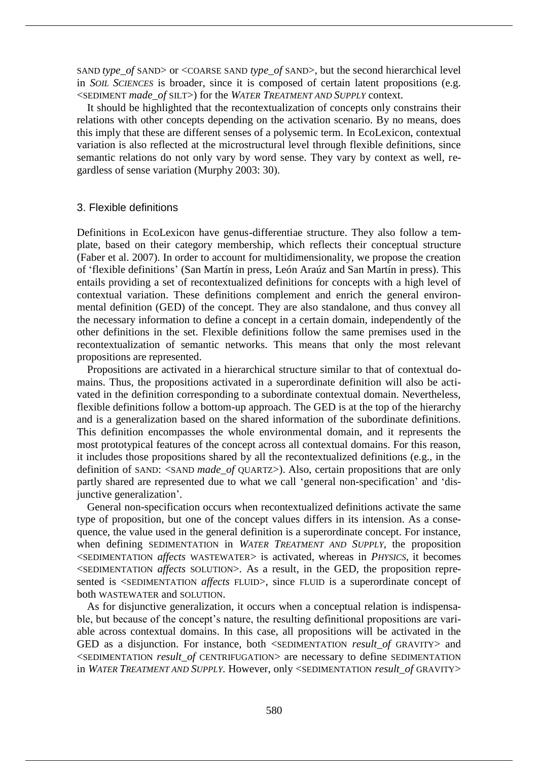SAND *type_of* SAND> or <COARSE SAND *type_of* SAND>, but the second hierarchical level in *SOIL SCIENCES* is broader, since it is composed of certain latent propositions (e.g. <SEDIMENT *made_of* SILT>) for the *WATER TREATMENT AND SUPPLY* context.

It should be highlighted that the recontextualization of concepts only constrains their relations with other concepts depending on the activation scenario. By no means, does this imply that these are different senses of a polysemic term. In EcoLexicon, contextual variation is also reflected at the microstructural level through flexible definitions, since semantic relations do not only vary by word sense. They vary by context as well, regardless of sense variation (Murphy 2003: 30).

## 3. Flexible definitions

Definitions in EcoLexicon have genus-differentiae structure. They also follow a template, based on their category membership, which reflects their conceptual structure (Faber et al. 2007). In order to account for multidimensionality, we propose the creation of 'flexible definitions' (San Martín in press, León Araúz and San Martín in press). This entails providing a set of recontextualized definitions for concepts with a high level of contextual variation. These definitions complement and enrich the general environmental definition (GED) of the concept. They are also standalone, and thus convey all the necessary information to define a concept in a certain domain, independently of the other definitions in the set. Flexible definitions follow the same premises used in the recontextualization of semantic networks. This means that only the most relevant propositions are represented.

Propositions are activated in a hierarchical structure similar to that of contextual domains. Thus, the propositions activated in a superordinate definition will also be activated in the definition corresponding to a subordinate contextual domain. Nevertheless, flexible definitions follow a bottom-up approach. The GED is at the top of the hierarchy and is a generalization based on the shared information of the subordinate definitions. This definition encompasses the whole environmental domain, and it represents the most prototypical features of the concept across all contextual domains. For this reason, it includes those propositions shared by all the recontextualized definitions (e.g., in the definition of SAND: <SAND *made_of* QUARTZ>). Also, certain propositions that are only partly shared are represented due to what we call 'general non-specification' and 'disjunctive generalization'.

General non-specification occurs when recontextualized definitions activate the same type of proposition, but one of the concept values differs in its intension. As a consequence, the value used in the general definition is a superordinate concept. For instance, when defining SEDIMENTATION in *WATER TREATMENT AND SUPPLY*, the proposition <SEDIMENTATION *affects* WASTEWATER> is activated, whereas in *PHYSICS*, it becomes <SEDIMENTATION *affects* SOLUTION>. As a result, in the GED, the proposition represented is <SEDIMENTATION *affects* FLUID>, since FLUID is a superordinate concept of both WASTEWATER and SOLUTION.

As for disjunctive generalization, it occurs when a conceptual relation is indispensable, but because of the concept's nature, the resulting definitional propositions are variable across contextual domains. In this case, all propositions will be activated in the GED as a disjunction. For instance, both <SEDIMENTATION *result_of* GRAVITY> and <SEDIMENTATION *result_of* CENTRIFUGATION> are necessary to define SEDIMENTATION in *WATER TREATMENT AND SUPPLY*. However, only <SEDIMENTATION *result_of* GRAVITY>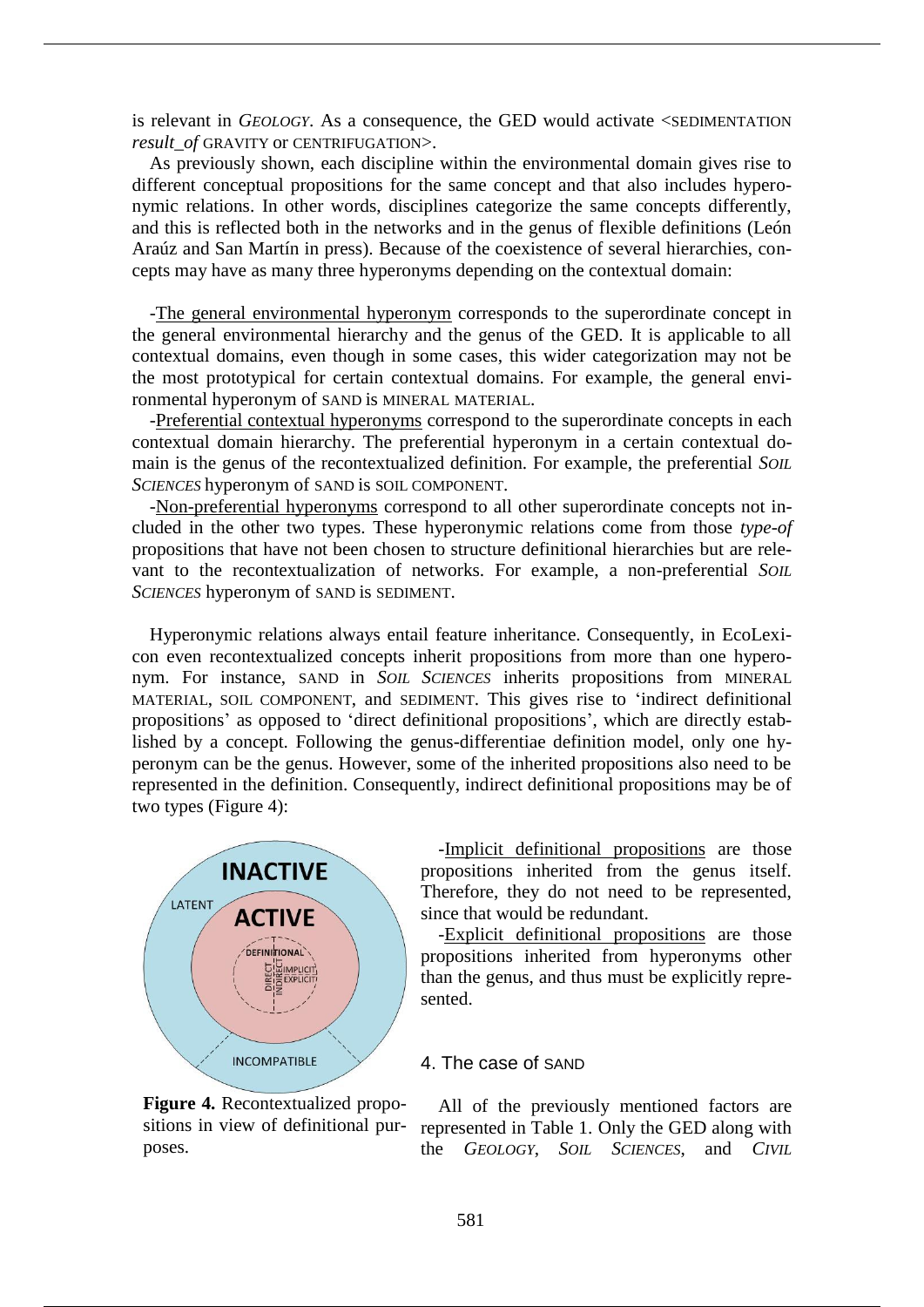is relevant in *GEOLOGY*. As a consequence, the GED would activate <SEDIMENTATION *result_of* GRAVITY or CENTRIFUGATION>.

As previously shown, each discipline within the environmental domain gives rise to different conceptual propositions for the same concept and that also includes hyperonymic relations. In other words, disciplines categorize the same concepts differently, and this is reflected both in the networks and in the genus of flexible definitions (León Araúz and San Martín in press). Because of the coexistence of several hierarchies, concepts may have as many three hyperonyms depending on the contextual domain:

-The general environmental hyperonym corresponds to the superordinate concept in the general environmental hierarchy and the genus of the GED. It is applicable to all contextual domains, even though in some cases, this wider categorization may not be the most prototypical for certain contextual domains. For example, the general environmental hyperonym of SAND is MINERAL MATERIAL.

-Preferential contextual hyperonyms correspond to the superordinate concepts in each contextual domain hierarchy. The preferential hyperonym in a certain contextual domain is the genus of the recontextualized definition. For example, the preferential *SOIL SCIENCES* hyperonym of SAND is SOIL COMPONENT.

-Non-preferential hyperonyms correspond to all other superordinate concepts not included in the other two types. These hyperonymic relations come from those *type-of* propositions that have not been chosen to structure definitional hierarchies but are relevant to the recontextualization of networks. For example, a non-preferential *SOIL SCIENCES* hyperonym of SAND is SEDIMENT.

Hyperonymic relations always entail feature inheritance. Consequently, in EcoLexicon even recontextualized concepts inherit propositions from more than one hyperonym. For instance, SAND in *SOIL SCIENCES* inherits propositions from MINERAL MATERIAL, SOIL COMPONENT, and SEDIMENT. This gives rise to 'indirect definitional propositions' as opposed to 'direct definitional propositions', which are directly established by a concept. Following the genus-differentiae definition model, only one hyperonym can be the genus. However, some of the inherited propositions also need to be represented in the definition. Consequently, indirect definitional propositions may be of two types (Figure 4):

-Implicit definitional propositions are those propositions inherited from the genus itself. Therefore, they do not need to be represented, since that would be redundant.

-Explicit definitional propositions are those propositions inherited from hyperonyms other than the genus, and thus must be explicitly represented.

**Figure 4.** Recontextualized propositions in view of definitional purposes.

## 4. The case of SAND

All of the previously mentioned factors are represented in Table 1. Only the GED along with the *GEOLOGY*, *SOIL SCIENCES*, and *CIVIL*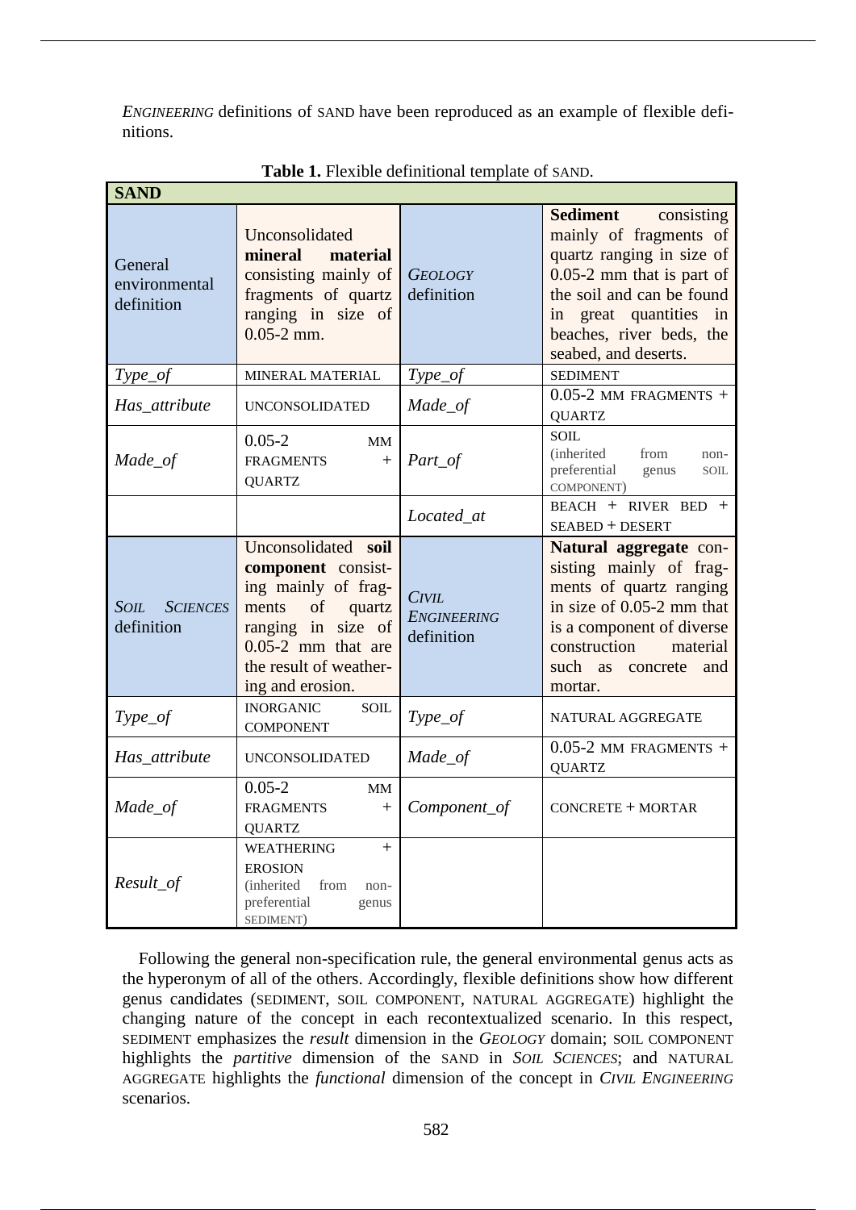*ENGINEERING* definitions of SAND have been reproduced as an example of flexible definitions.

**Table 1.** Flexible definitional template of SAND.

| SAND | | | |
|---|---|---|---|
| General environmental definition | Unconsolidated **mineral material** consisting mainly of fragments of quartz ranging in size of 0.05-2 mm. | *GEOLOGY* definition | **Sediment** consisting mainly of fragments of quartz ranging in size of 0.05-2 mm that is part of the soil and can be found in great quantities in beaches, river beds, the seabed, and deserts. |
| *Type_of* | MINERAL MATERIAL | *Type_of* | SEDIMENT |
| *Has_attribute* | UNCONSOLIDATED | *Made_of* | 0.05-2 MM FRAGMENTS + QUARTZ |
| *Made_of* | 0.05-2 MM FRAGMENTS + QUARTZ | *Part_of* | SOIL (inherited from non-preferential genus SOIL COMPONENT) |
| | | *Located_at* | BEACH + RIVER BED + SEABED + DESERT |
| *SOIL SCIENCES* definition | Unconsolidated **soil component** consisting mainly of fragments of quartz ranging in size of 0.05-2 mm that are the result of weathering and erosion. | *CIVIL ENGINEERING* definition | **Natural aggregate** consisting mainly of fragments of quartz ranging in size of 0.05-2 mm that is a component of diverse construction material such as concrete and mortar. |
| *Type_of* | INORGANIC SOIL COMPONENT | *Type_of* | NATURAL AGGREGATE |
| *Has_attribute* | UNCONSOLIDATED | *Made_of* | 0.05-2 MM FRAGMENTS + QUARTZ |
| *Made_of* | 0.05-2 MM FRAGMENTS + QUARTZ | *Component_of* | CONCRETE + MORTAR |
| *Result_of* | WEATHERING + EROSION (inherited from non-preferential genus SEDIMENT) | | |

Following the general non-specification rule, the general environmental genus acts as the hyperonym of all of the others. Accordingly, flexible definitions show how different genus candidates (SEDIMENT, SOIL COMPONENT, NATURAL AGGREGATE) highlight the changing nature of the concept in each recontextualized scenario. In this respect, SEDIMENT emphasizes the *result* dimension in the *GEOLOGY* domain; SOIL COMPONENT highlights the *partitive* dimension of the SAND in *SOIL SCIENCES*; and NATURAL AGGREGATE highlights the *functional* dimension of the concept in *CIVIL ENGINEERING* scenarios.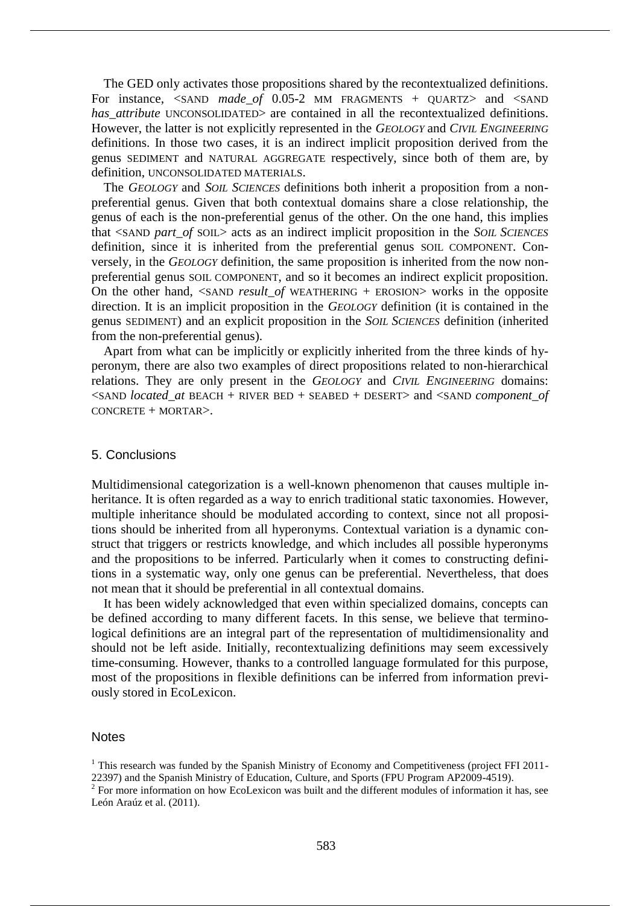The GED only activates those propositions shared by the recontextualized definitions. For instance, <SAND *made_of* 0.05-2 MM FRAGMENTS + QUARTZ> and <SAND *has_attribute* UNCONSOLIDATED> are contained in all the recontextualized definitions. However, the latter is not explicitly represented in the *GEOLOGY* and *CIVIL ENGINEERING* definitions. In those two cases, it is an indirect implicit proposition derived from the genus SEDIMENT and NATURAL AGGREGATE respectively, since both of them are, by definition, UNCONSOLIDATED MATERIALS.

The *GEOLOGY* and *SOIL SCIENCES* definitions both inherit a proposition from a non-preferential genus. Given that both contextual domains share a close relationship, the genus of each is the non-preferential genus of the other. On the one hand, this implies that <SAND *part_of* SOIL> acts as an indirect implicit proposition in the *SOIL SCIENCES* definition, since it is inherited from the preferential genus SOIL COMPONENT. Conversely, in the *GEOLOGY* definition, the same proposition is inherited from the now non-preferential genus SOIL COMPONENT, and so it becomes an indirect explicit proposition. On the other hand, <SAND *result_of* WEATHERING + EROSION> works in the opposite direction. It is an implicit proposition in the *GEOLOGY* definition (it is contained in the genus SEDIMENT) and an explicit proposition in the *SOIL SCIENCES* definition (inherited from the non-preferential genus).

Apart from what can be implicitly or explicitly inherited from the three kinds of hyperonym, there are also two examples of direct propositions related to non-hierarchical relations. They are only present in the *GEOLOGY* and *CIVIL ENGINEERING* domains: <SAND *located_at* BEACH + RIVER BED + SEABED + DESERT> and <SAND *component_of* CONCRETE + MORTAR>.

## 5. Conclusions

Multidimensional categorization is a well-known phenomenon that causes multiple inheritance. It is often regarded as a way to enrich traditional static taxonomies. However, multiple inheritance should be modulated according to context, since not all propositions should be inherited from all hyperonyms. Contextual variation is a dynamic construct that triggers or restricts knowledge, and which includes all possible hyperonyms and the propositions to be inferred. Particularly when it comes to constructing definitions in a systematic way, only one genus can be preferential. Nevertheless, that does not mean that it should be preferential in all contextual domains.

It has been widely acknowledged that even within specialized domains, concepts can be defined according to many different facets. In this sense, we believe that terminological definitions are an integral part of the representation of multidimensionality and should not be left aside. Initially, recontextualizing definitions may seem excessively time-consuming. However, thanks to a controlled language formulated for this purpose, most of the propositions in flexible definitions can be inferred from information previously stored in EcoLexicon.

## Notes

[1] This research was funded by the Spanish Ministry of Economy and Competitiveness (project FFI 2011-22397) and the Spanish Ministry of Education, Culture, and Sports (FPU Program AP2009-4519).
[2] For more information on how EcoLexicon was built and the different modules of information it has, see León Araúz et al. (2011).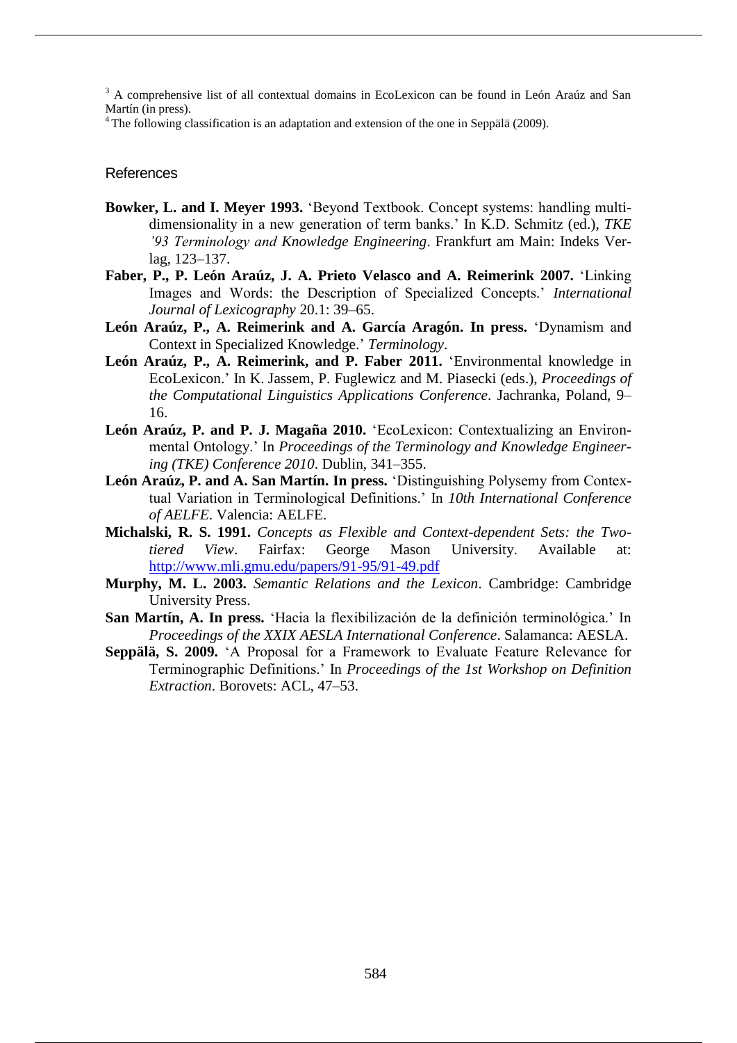[3] A comprehensive list of all contextual domains in EcoLexicon can be found in León Araúz and San Martín (in press).

[4] The following classification is an adaptation and extension of the one in Seppälä (2009).

## References

**Bowker, L. and I. Meyer 1993.** 'Beyond Textbook. Concept systems: handling multi-dimensionality in a new generation of term banks.' In K.D. Schmitz (ed.), *TKE '93 Terminology and Knowledge Engineering*. Frankfurt am Main: Indeks Verlag, 123–137.

**Faber, P., P. León Araúz, J. A. Prieto Velasco and A. Reimerink 2007.** 'Linking Images and Words: the Description of Specialized Concepts.' *International Journal of Lexicography* 20.1: 39–65.

**León Araúz, P., A. Reimerink and A. García Aragón. In press.** 'Dynamism and Context in Specialized Knowledge.' *Terminology*.

**León Araúz, P., A. Reimerink, and P. Faber 2011.** 'Environmental knowledge in EcoLexicon.' In K. Jassem, P. Fuglewicz and M. Piasecki (eds.), *Proceedings of the Computational Linguistics Applications Conference*. Jachranka, Poland, 9–16.

**León Araúz, P. and P. J. Magaña 2010.** 'EcoLexicon: Contextualizing an Environmental Ontology.' In *Proceedings of the Terminology and Knowledge Engineering (TKE) Conference 2010*. Dublin, 341–355.

**León Araúz, P. and A. San Martín. In press.** 'Distinguishing Polysemy from Contextual Variation in Terminological Definitions.' In *10th International Conference of AELFE*. Valencia: AELFE.

**Michalski, R. S. 1991.** *Concepts as Flexible and Context-dependent Sets: the Two-tiered View*. Fairfax: George Mason University. Available at: http://www.mli.gmu.edu/papers/91-95/91-49.pdf

**Murphy, M. L. 2003.** *Semantic Relations and the Lexicon*. Cambridge: Cambridge University Press.

**San Martín, A. In press.** 'Hacia la flexibilización de la definición terminológica.' In *Proceedings of the XXIX AESLA International Conference*. Salamanca: AESLA.

**Seppälä, S. 2009.** 'A Proposal for a Framework to Evaluate Feature Relevance for Terminographic Definitions.' In *Proceedings of the 1st Workshop on Definition Extraction*. Borovets: ACL, 47–53.